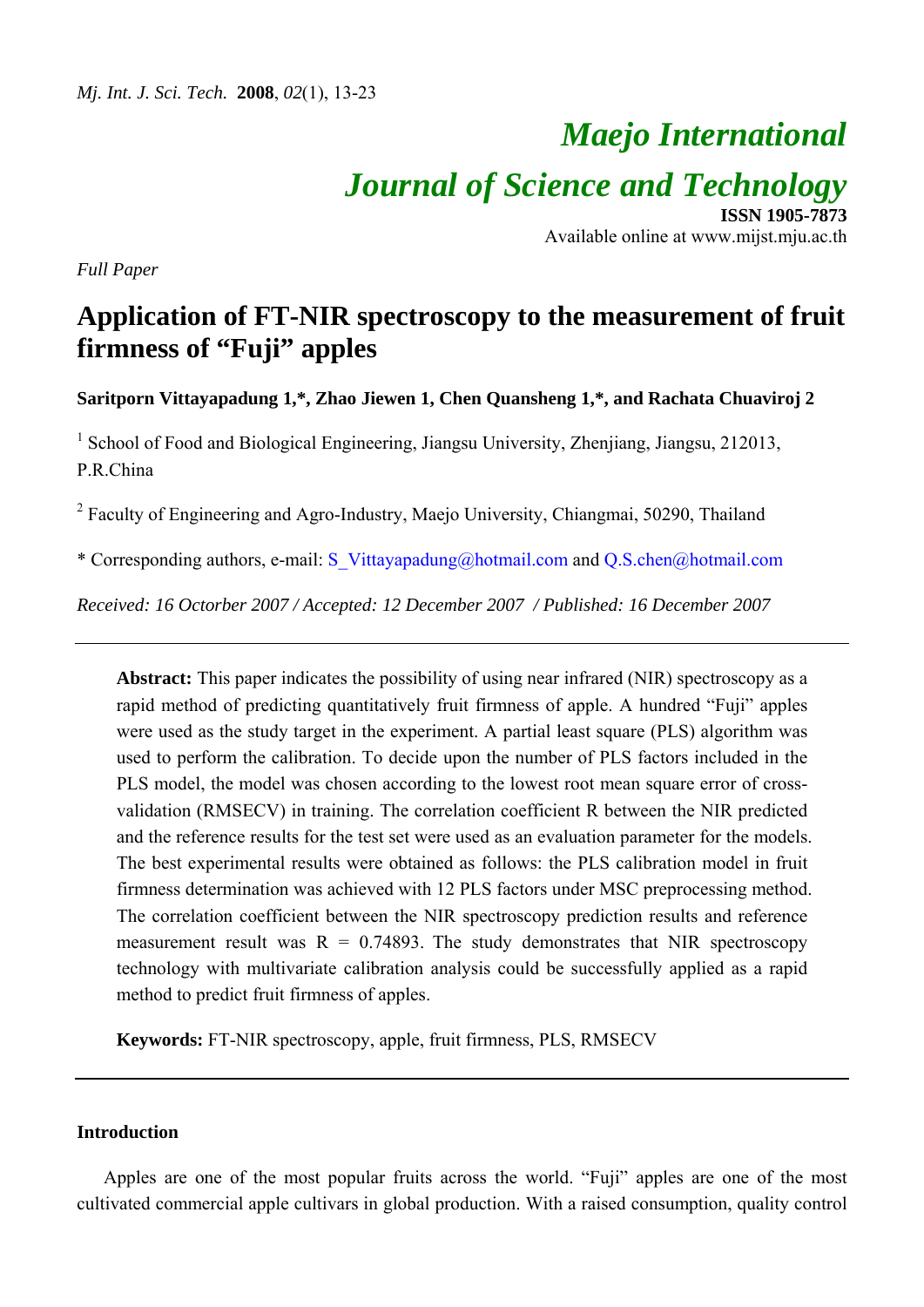# Maejo International Journal of Science and Technology

**ISSN 1905-7873**
Available online at www.mijst.mju.ac.th

*Full Paper*

## Application of FT-NIR spectroscopy to the measurement of fruit firmness of "Fuji" apples

**Saritporn Vittayapadung 1,\*, Zhao Jiewen 1, Chen Quansheng 1,\*, and Rachata Chuaviroj 2**

[1] School of Food and Biological Engineering, Jiangsu University, Zhenjiang, Jiangsu, 212013, P.R.China

[2] Faculty of Engineering and Agro-Industry, Maejo University, Chiangmai, 50290, Thailand

\* Corresponding authors, e-mail: S_Vittayapadung@hotmail.com and Q.S.chen@hotmail.com

*Received: 16 Octorber 2007 / Accepted: 12 December 2007 / Published: 16 December 2007*

---

**Abstract:** This paper indicates the possibility of using near infrared (NIR) spectroscopy as a rapid method of predicting quantitatively fruit firmness of apple. A hundred "Fuji" apples were used as the study target in the experiment. A partial least square (PLS) algorithm was used to perform the calibration. To decide upon the number of PLS factors included in the PLS model, the model was chosen according to the lowest root mean square error of cross-validation (RMSECV) in training. The correlation coefficient R between the NIR predicted and the reference results for the test set were used as an evaluation parameter for the models. The best experimental results were obtained as follows: the PLS calibration model in fruit firmness determination was achieved with 12 PLS factors under MSC preprocessing method. The correlation coefficient between the NIR spectroscopy prediction results and reference measurement result was R = 0.74893. The study demonstrates that NIR spectroscopy technology with multivariate calibration analysis could be successfully applied as a rapid method to predict fruit firmness of apples.

**Keywords:** FT-NIR spectroscopy, apple, fruit firmness, PLS, RMSECV

---

### Introduction

Apples are one of the most popular fruits across the world. "Fuji" apples are one of the most cultivated commercial apple cultivars in global production. With a raised consumption, quality control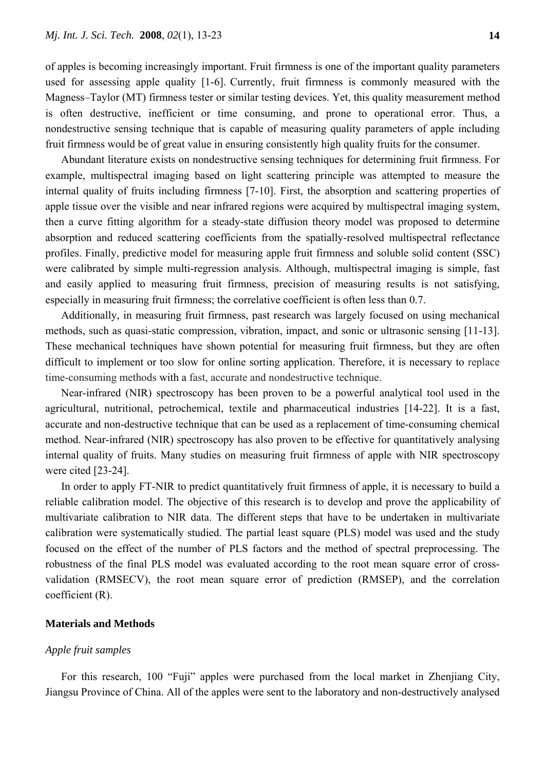of apples is becoming increasingly important. Fruit firmness is one of the important quality parameters used for assessing apple quality [1-6]. Currently, fruit firmness is commonly measured with the Magness–Taylor (MT) firmness tester or similar testing devices. Yet, this quality measurement method is often destructive, inefficient or time consuming, and prone to operational error. Thus, a nondestructive sensing technique that is capable of measuring quality parameters of apple including fruit firmness would be of great value in ensuring consistently high quality fruits for the consumer.

Abundant literature exists on nondestructive sensing techniques for determining fruit firmness. For example, multispectral imaging based on light scattering principle was attempted to measure the internal quality of fruits including firmness [7-10]. First, the absorption and scattering properties of apple tissue over the visible and near infrared regions were acquired by multispectral imaging system, then a curve fitting algorithm for a steady-state diffusion theory model was proposed to determine absorption and reduced scattering coefficients from the spatially-resolved multispectral reflectance profiles. Finally, predictive model for measuring apple fruit firmness and soluble solid content (SSC) were calibrated by simple multi-regression analysis. Although, multispectral imaging is simple, fast and easily applied to measuring fruit firmness, precision of measuring results is not satisfying, especially in measuring fruit firmness; the correlative coefficient is often less than 0.7.

Additionally, in measuring fruit firmness, past research was largely focused on using mechanical methods, such as quasi-static compression, vibration, impact, and sonic or ultrasonic sensing [11-13]. These mechanical techniques have shown potential for measuring fruit firmness, but they are often difficult to implement or too slow for online sorting application. Therefore, it is necessary to replace time-consuming methods with a fast, accurate and nondestructive technique.

Near-infrared (NIR) spectroscopy has been proven to be a powerful analytical tool used in the agricultural, nutritional, petrochemical, textile and pharmaceutical industries [14-22]. It is a fast, accurate and non-destructive technique that can be used as a replacement of time-consuming chemical method. Near-infrared (NIR) spectroscopy has also proven to be effective for quantitatively analysing internal quality of fruits. Many studies on measuring fruit firmness of apple with NIR spectroscopy were cited [23-24].

In order to apply FT-NIR to predict quantitatively fruit firmness of apple, it is necessary to build a reliable calibration model. The objective of this research is to develop and prove the applicability of multivariate calibration to NIR data. The different steps that have to be undertaken in multivariate calibration were systematically studied. The partial least square (PLS) model was used and the study focused on the effect of the number of PLS factors and the method of spectral preprocessing. The robustness of the final PLS model was evaluated according to the root mean square error of cross-validation (RMSECV), the root mean square error of prediction (RMSEP), and the correlation coefficient (R).

## Materials and Methods

### *Apple fruit samples*

For this research, 100 "Fuji" apples were purchased from the local market in Zhenjiang City, Jiangsu Province of China. All of the apples were sent to the laboratory and non-destructively analysed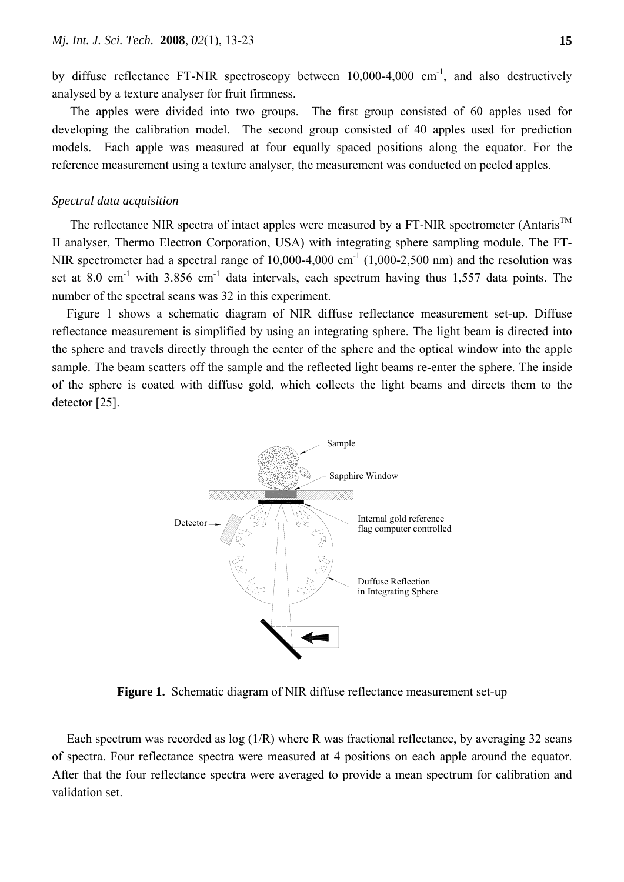by diffuse reflectance FT-NIR spectroscopy between 10,000-4,000 $cm^{-1}$, and also destructively analysed by a texture analyser for fruit firmness.

The apples were divided into two groups. The first group consisted of 60 apples used for developing the calibration model. The second group consisted of 40 apples used for prediction models. Each apple was measured at four equally spaced positions along the equator. For the reference measurement using a texture analyser, the measurement was conducted on peeled apples.

*Spectral data acquisition*

The reflectance NIR spectra of intact apples were measured by a FT-NIR spectrometer (Antaris$^{TM}$ II analyser, Thermo Electron Corporation, USA) with integrating sphere sampling module. The FT-NIR spectrometer had a spectral range of 10,000-4,000 $cm^{-1}$ (1,000-2,500 nm) and the resolution was set at 8.0 $cm^{-1}$ with 3.856 $cm^{-1}$ data intervals, each spectrum having thus 1,557 data points. The number of the spectral scans was 32 in this experiment.

Figure 1 shows a schematic diagram of NIR diffuse reflectance measurement set-up. Diffuse reflectance measurement is simplified by using an integrating sphere. The light beam is directed into the sphere and travels directly through the center of the sphere and the optical window into the apple sample. The beam scatters off the sample and the reflected light beams re-enter the sphere. The inside of the sphere is coated with diffuse gold, which collects the light beams and directs them to the detector [25].

**Figure 1.** Schematic diagram of NIR diffuse reflectance measurement set-up

Each spectrum was recorded as log (1/R) where R was fractional reflectance, by averaging 32 scans of spectra. Four reflectance spectra were measured at 4 positions on each apple around the equator. After that the four reflectance spectra were averaged to provide a mean spectrum for calibration and validation set.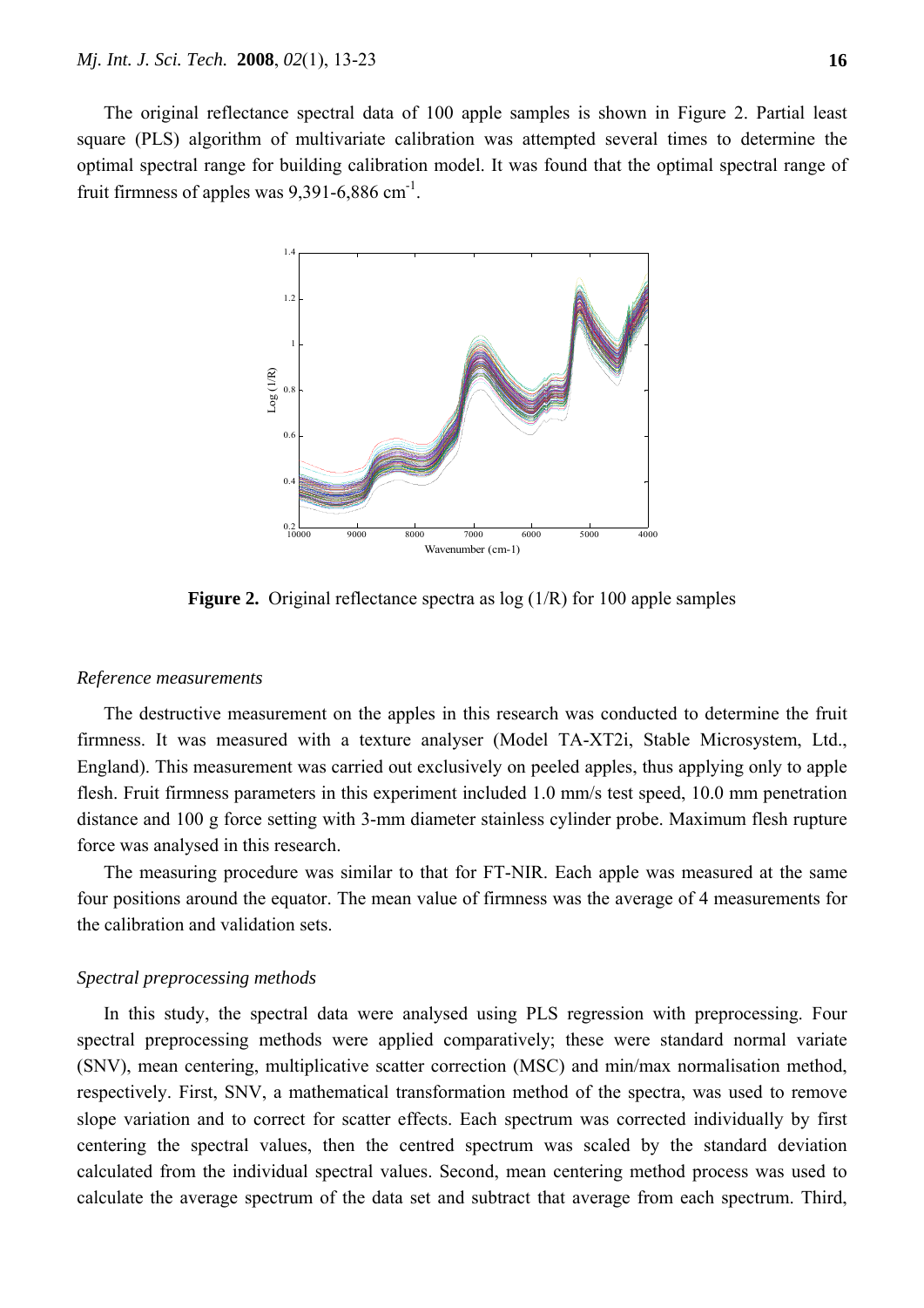The original reflectance spectral data of 100 apple samples is shown in Figure 2. Partial least square (PLS) algorithm of multivariate calibration was attempted several times to determine the optimal spectral range for building calibration model. It was found that the optimal spectral range of fruit firmness of apples was 9,391-6,886 $cm^{-1}$.

**Figure 2.** Original reflectance spectra as log (1/R) for 100 apple samples

### *Reference measurements*

The destructive measurement on the apples in this research was conducted to determine the fruit firmness. It was measured with a texture analyser (Model TA-XT2i, Stable Microsystem, Ltd., England). This measurement was carried out exclusively on peeled apples, thus applying only to apple flesh. Fruit firmness parameters in this experiment included 1.0 mm/s test speed, 10.0 mm penetration distance and 100 g force setting with 3-mm diameter stainless cylinder probe. Maximum flesh rupture force was analysed in this research.

The measuring procedure was similar to that for FT-NIR. Each apple was measured at the same four positions around the equator. The mean value of firmness was the average of 4 measurements for the calibration and validation sets.

### *Spectral preprocessing methods*

In this study, the spectral data were analysed using PLS regression with preprocessing. Four spectral preprocessing methods were applied comparatively; these were standard normal variate (SNV), mean centering, multiplicative scatter correction (MSC) and min/max normalisation method, respectively. First, SNV, a mathematical transformation method of the spectra, was used to remove slope variation and to correct for scatter effects. Each spectrum was corrected individually by first centering the spectral values, then the centred spectrum was scaled by the standard deviation calculated from the individual spectral values. Second, mean centering method process was used to calculate the average spectrum of the data set and subtract that average from each spectrum. Third,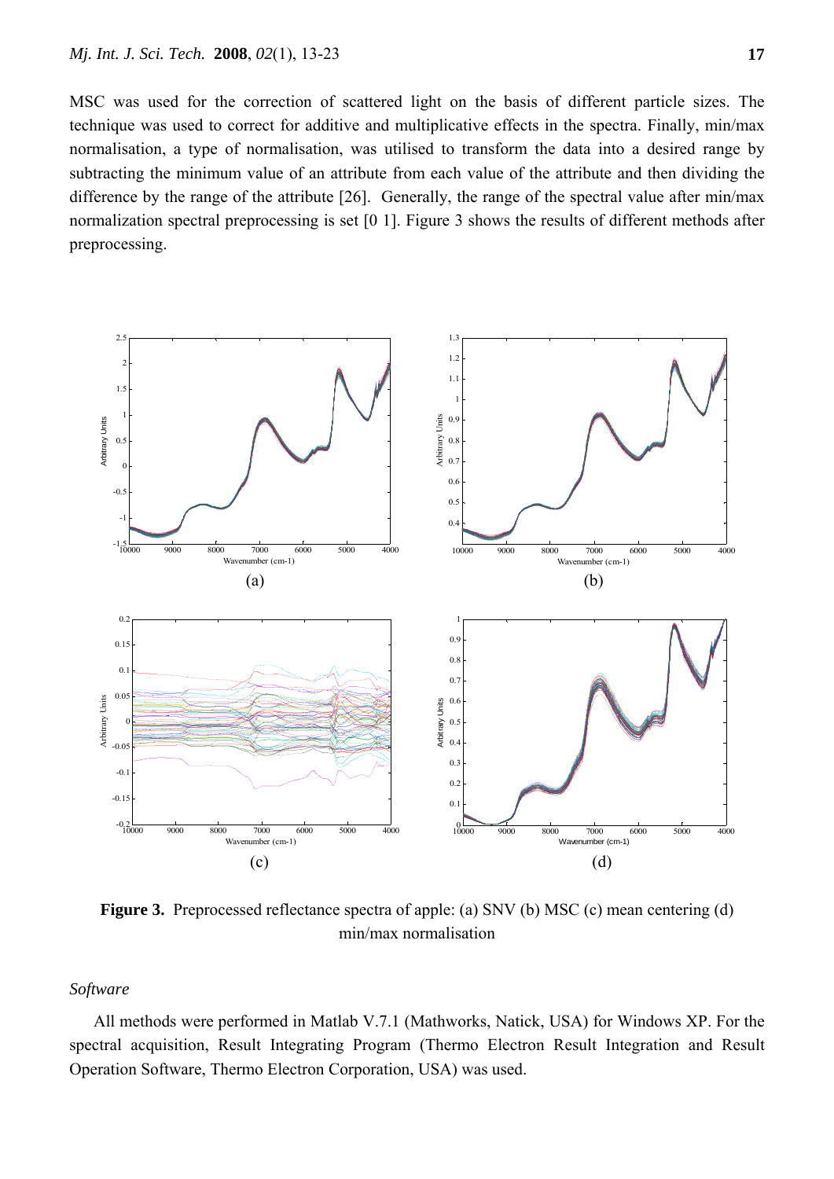MSC was used for the correction of scattered light on the basis of different particle sizes. The technique was used to correct for additive and multiplicative effects in the spectra. Finally, min/max normalisation, a type of normalisation, was utilised to transform the data into a desired range by subtracting the minimum value of an attribute from each value of the attribute and then dividing the difference by the range of the attribute [26]. Generally, the range of the spectral value after min/max normalization spectral preprocessing is set [0 1]. Figure 3 shows the results of different methods after preprocessing.

**Figure 3.** Preprocessed reflectance spectra of apple: (a) SNV (b) MSC (c) mean centering (d) min/max normalisation

*Software*

All methods were performed in Matlab V.7.1 (Mathworks, Natick, USA) for Windows XP. For the spectral acquisition, Result Integrating Program (Thermo Electron Result Integration and Result Operation Software, Thermo Electron Corporation, USA) was used.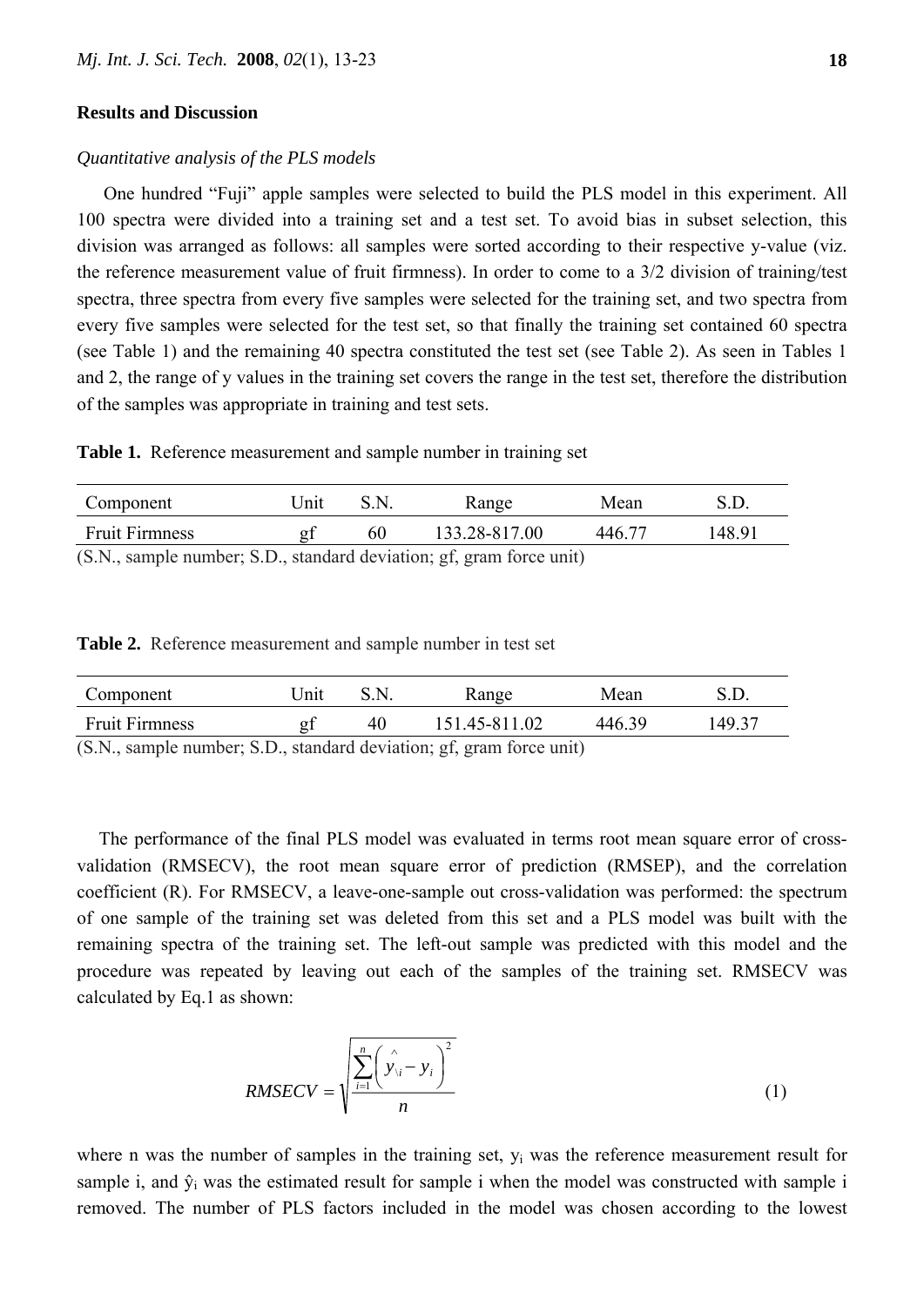## Results and Discussion

### *Quantitative analysis of the PLS models*

One hundred "Fuji" apple samples were selected to build the PLS model in this experiment. All 100 spectra were divided into a training set and a test set. To avoid bias in subset selection, this division was arranged as follows: all samples were sorted according to their respective y-value (viz. the reference measurement value of fruit firmness). In order to come to a 3/2 division of training/test spectra, three spectra from every five samples were selected for the training set, and two spectra from every five samples were selected for the test set, so that finally the training set contained 60 spectra (see Table 1) and the remaining 40 spectra constituted the test set (see Table 2). As seen in Tables 1 and 2, the range of y values in the training set covers the range in the test set, therefore the distribution of the samples was appropriate in training and test sets.

**Table 1.** Reference measurement and sample number in training set

| Component | Unit | S.N. | Range | Mean | S.D. |
| --- | --- | --- | --- | --- | --- |
| Fruit Firmness | gf | 60 | 133.28-817.00 | 446.77 | 148.91 |

(S.N., sample number; S.D., standard deviation; gf, gram force unit)

**Table 2.** Reference measurement and sample number in test set

| Component | Unit | S.N. | Range | Mean | S.D. |
| --- | --- | --- | --- | --- | --- |
| Fruit Firmness | gf | 40 | 151.45-811.02 | 446.39 | 149.37 |

(S.N., sample number; S.D., standard deviation; gf, gram force unit)

The performance of the final PLS model was evaluated in terms root mean square error of cross-validation (RMSECV), the root mean square error of prediction (RMSEP), and the correlation coefficient (R). For RMSECV, a leave-one-sample out cross-validation was performed: the spectrum of one sample of the training set was deleted from this set and a PLS model was built with the remaining spectra of the training set. The left-out sample was predicted with this model and the procedure was repeated by leaving out each of the samples of the training set. RMSECV was calculated by Eq.1 as shown:

$$RMSECV = \sqrt{\frac{\sum_{i=1}^{n}\left(\hat{y}_{\backslash i} - y_i\right)^2}{n}} \tag{1}$$

where n was the number of samples in the training set, $y_i$ was the reference measurement result for sample i, and $\hat{y}_i$ was the estimated result for sample i when the model was constructed with sample i removed. The number of PLS factors included in the model was chosen according to the lowest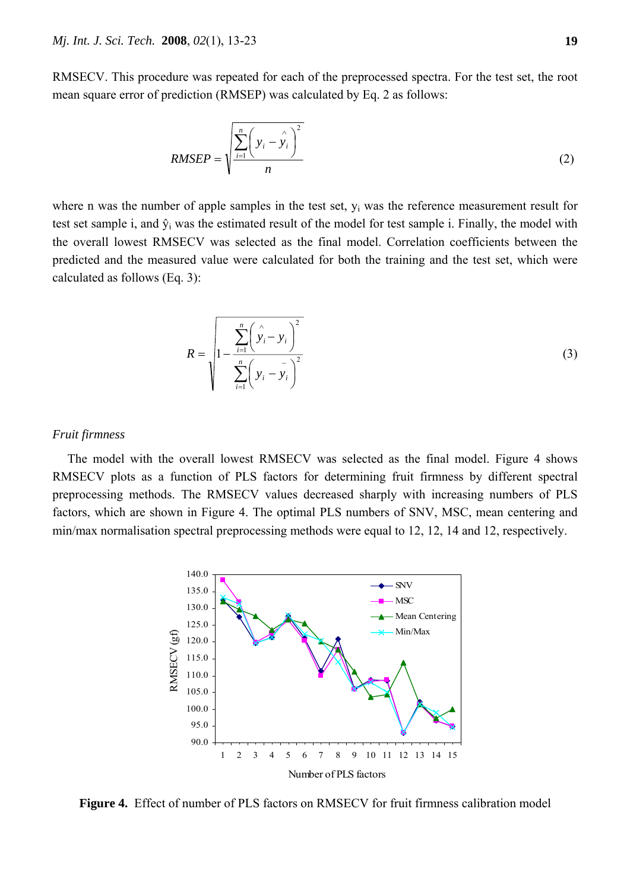RMSECV. This procedure was repeated for each of the preprocessed spectra. For the test set, the root mean square error of prediction (RMSEP) was calculated by Eq. 2 as follows:

$$RMSEP = \sqrt{\frac{\sum_{i=1}^{n}\left(y_i - \hat{y}_i\right)^2}{n}} \qquad (2)$$

where n was the number of apple samples in the test set, $y_i$ was the reference measurement result for test set sample i, and $\hat{y}_i$ was the estimated result of the model for test sample i. Finally, the model with the overall lowest RMSECV was selected as the final model. Correlation coefficients between the predicted and the measured value were calculated for both the training and the test set, which were calculated as follows (Eq. 3):

$$R = \sqrt{1 - \frac{\sum_{i=1}^{n}\left(\hat{y}_i - y_i\right)^2}{\sum_{i=1}^{n}\left(y_i - \bar{y}_i\right)^2}} \qquad (3)$$

*Fruit firmness*

The model with the overall lowest RMSECV was selected as the final model. Figure 4 shows RMSECV plots as a function of PLS factors for determining fruit firmness by different spectral preprocessing methods. The RMSECV values decreased sharply with increasing numbers of PLS factors, which are shown in Figure 4. The optimal PLS numbers of SNV, MSC, mean centering and min/max normalisation spectral preprocessing methods were equal to 12, 12, 14 and 12, respectively.

**Figure 4.** Effect of number of PLS factors on RMSECV for fruit firmness calibration model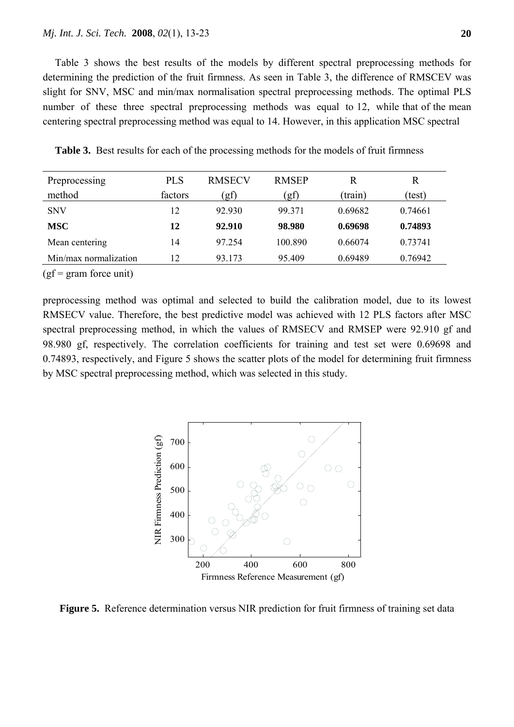Table 3 shows the best results of the models by different spectral preprocessing methods for determining the prediction of the fruit firmness. As seen in Table 3, the difference of RMSCEV was slight for SNV, MSC and min/max normalisation spectral preprocessing methods. The optimal PLS number of these three spectral preprocessing methods was equal to 12, while that of the mean centering spectral preprocessing method was equal to 14. However, in this application MSC spectral preprocessing method was optimal and selected to build the calibration model, due to its lowest RMSECV value. Therefore, the best predictive model was achieved with 12 PLS factors after MSC spectral preprocessing method, in which the values of RMSECV and RMSEP were 92.910 gf and 98.980 gf, respectively. The correlation coefficients for training and test set were 0.69698 and 0.74893, respectively, and Figure 5 shows the scatter plots of the model for determining fruit firmness by MSC spectral preprocessing method, which was selected in this study.

**Table 3.** Best results for each of the processing methods for the models of fruit firmness

| Preprocessing method | PLS factors | RMSECV (gf) | RMSEP (gf) | R (train) | R (test) |
|---|---|---|---|---|---|
| SNV | 12 | 92.930 | 99.371 | 0.69682 | 0.74661 |
| **MSC** | **12** | **92.910** | **98.980** | **0.69698** | **0.74893** |
| Mean centering | 14 | 97.254 | 100.890 | 0.66074 | 0.73741 |
| Min/max normalization | 12 | 93.173 | 95.409 | 0.69489 | 0.76942 |

(gf = gram force unit)

**Figure 5.** Reference determination versus NIR prediction for fruit firmness of training set data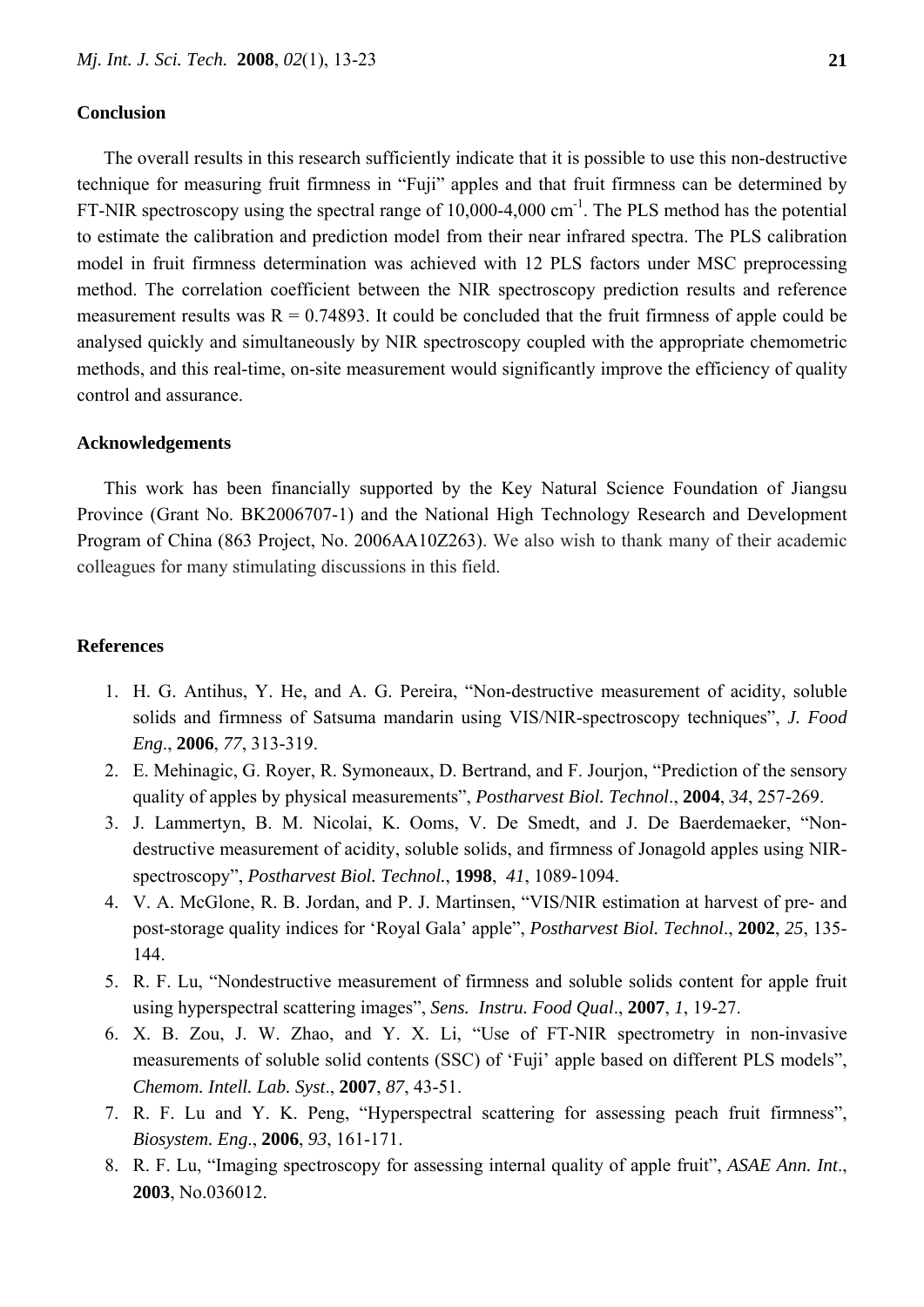## Conclusion

The overall results in this research sufficiently indicate that it is possible to use this non-destructive technique for measuring fruit firmness in "Fuji" apples and that fruit firmness can be determined by FT-NIR spectroscopy using the spectral range of 10,000-4,000 $cm^{-1}$. The PLS method has the potential to estimate the calibration and prediction model from their near infrared spectra. The PLS calibration model in fruit firmness determination was achieved with 12 PLS factors under MSC preprocessing method. The correlation coefficient between the NIR spectroscopy prediction results and reference measurement results was $R = 0.74893$. It could be concluded that the fruit firmness of apple could be analysed quickly and simultaneously by NIR spectroscopy coupled with the appropriate chemometric methods, and this real-time, on-site measurement would significantly improve the efficiency of quality control and assurance.

## Acknowledgements

This work has been financially supported by the Key Natural Science Foundation of Jiangsu Province (Grant No. BK2006707-1) and the National High Technology Research and Development Program of China (863 Project, No. 2006AA10Z263). We also wish to thank many of their academic colleagues for many stimulating discussions in this field.

## References

1. H. G. Antihus, Y. He, and A. G. Pereira, "Non-destructive measurement of acidity, soluble solids and firmness of Satsuma mandarin using VIS/NIR-spectroscopy techniques", *J. Food Eng*., **2006**, *77*, 313-319.
2. E. Mehinagic, G. Royer, R. Symoneaux, D. Bertrand, and F. Jourjon, "Prediction of the sensory quality of apples by physical measurements", *Postharvest Biol. Technol*., **2004**, *34*, 257-269.
3. J. Lammertyn, B. M. Nicolai, K. Ooms, V. De Smedt, and J. De Baerdemaeker, "Non-destructive measurement of acidity, soluble solids, and firmness of Jonagold apples using NIR-spectroscopy", *Postharvest Biol. Technol.*, **1998**, *41*, 1089-1094.
4. V. A. McGlone, R. B. Jordan, and P. J. Martinsen, "VIS/NIR estimation at harvest of pre- and post-storage quality indices for 'Royal Gala' apple", *Postharvest Biol. Technol*., **2002**, *25*, 135-144.
5. R. F. Lu, "Nondestructive measurement of firmness and soluble solids content for apple fruit using hyperspectral scattering images", *Sens. Instru. Food Qual*., **2007**, *1*, 19-27.
6. X. B. Zou, J. W. Zhao, and Y. X. Li, "Use of FT-NIR spectrometry in non-invasive measurements of soluble solid contents (SSC) of 'Fuji' apple based on different PLS models", *Chemom. Intell. Lab. Syst*., **2007**, *87*, 43-51.
7. R. F. Lu and Y. K. Peng, "Hyperspectral scattering for assessing peach fruit firmness", *Biosystem. Eng*., **2006**, *93*, 161-171.
8. R. F. Lu, "Imaging spectroscopy for assessing internal quality of apple fruit", *ASAE Ann. Int*., **2003**, No.036012.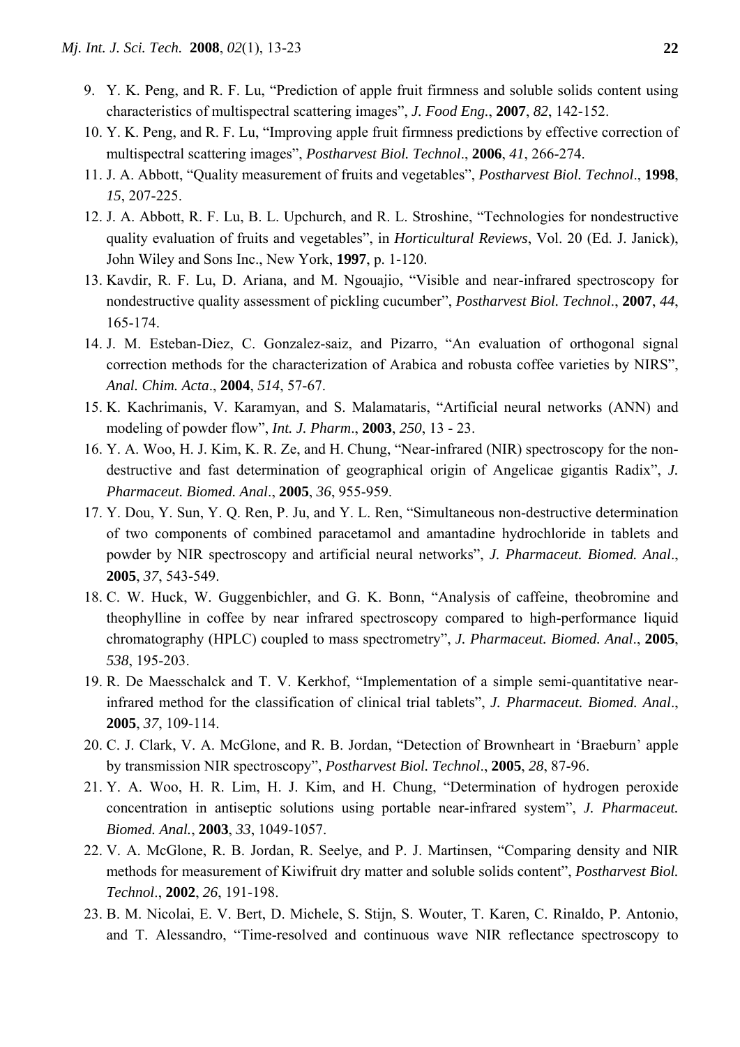9. Y. K. Peng, and R. F. Lu, "Prediction of apple fruit firmness and soluble solids content using characteristics of multispectral scattering images", *J. Food Eng.*, **2007**, *82*, 142-152.
10. Y. K. Peng, and R. F. Lu, "Improving apple fruit firmness predictions by effective correction of multispectral scattering images", *Postharvest Biol. Technol*., **2006**, *41*, 266-274.
11. J. A. Abbott, "Quality measurement of fruits and vegetables", *Postharvest Biol. Technol*., **1998**, *15*, 207-225.
12. J. A. Abbott, R. F. Lu, B. L. Upchurch, and R. L. Stroshine, "Technologies for nondestructive quality evaluation of fruits and vegetables", in *Horticultural Reviews*, Vol. 20 (Ed. J. Janick), John Wiley and Sons Inc., New York, **1997**, p. 1-120.
13. Kavdir, R. F. Lu, D. Ariana, and M. Ngouajio, "Visible and near-infrared spectroscopy for nondestructive quality assessment of pickling cucumber", *Postharvest Biol. Technol*., **2007**, *44*, 165-174.
14. J. M. Esteban-Diez, C. Gonzalez-saiz, and Pizarro, "An evaluation of orthogonal signal correction methods for the characterization of Arabica and robusta coffee varieties by NIRS", *Anal. Chim. Acta*., **2004**, *514*, 57-67.
15. K. Kachrimanis, V. Karamyan, and S. Malamataris, "Artificial neural networks (ANN) and modeling of powder flow", *Int. J. Pharm*., **2003**, *250*, 13 - 23.
16. Y. A. Woo, H. J. Kim, K. R. Ze, and H. Chung, "Near-infrared (NIR) spectroscopy for the non-destructive and fast determination of geographical origin of Angelicae gigantis Radix", *J. Pharmaceut. Biomed. Anal*., **2005**, *36*, 955-959.
17. Y. Dou, Y. Sun, Y. Q. Ren, P. Ju, and Y. L. Ren, "Simultaneous non-destructive determination of two components of combined paracetamol and amantadine hydrochloride in tablets and powder by NIR spectroscopy and artificial neural networks", *J. Pharmaceut. Biomed. Anal*., **2005**, *37*, 543-549.
18. C. W. Huck, W. Guggenbichler, and G. K. Bonn, "Analysis of caffeine, theobromine and theophylline in coffee by near infrared spectroscopy compared to high-performance liquid chromatography (HPLC) coupled to mass spectrometry", *J. Pharmaceut. Biomed. Anal*., **2005**, *538*, 195-203.
19. R. De Maesschalck and T. V. Kerkhof, "Implementation of a simple semi-quantitative near-infrared method for the classification of clinical trial tablets", *J. Pharmaceut. Biomed. Anal*., **2005**, *37*, 109-114.
20. C. J. Clark, V. A. McGlone, and R. B. Jordan, "Detection of Brownheart in 'Braeburn' apple by transmission NIR spectroscopy", *Postharvest Biol. Technol*., **2005**, *28*, 87-96.
21. Y. A. Woo, H. R. Lim, H. J. Kim, and H. Chung, "Determination of hydrogen peroxide concentration in antiseptic solutions using portable near-infrared system", *J. Pharmaceut. Biomed. Anal.*, **2003**, *33*, 1049-1057.
22. V. A. McGlone, R. B. Jordan, R. Seelye, and P. J. Martinsen, "Comparing density and NIR methods for measurement of Kiwifruit dry matter and soluble solids content", *Postharvest Biol. Technol*., **2002**, *26*, 191-198.
23. B. M. Nicolai, E. V. Bert, D. Michele, S. Stijn, S. Wouter, T. Karen, C. Rinaldo, P. Antonio, and T. Alessandro, "Time-resolved and continuous wave NIR reflectance spectroscopy to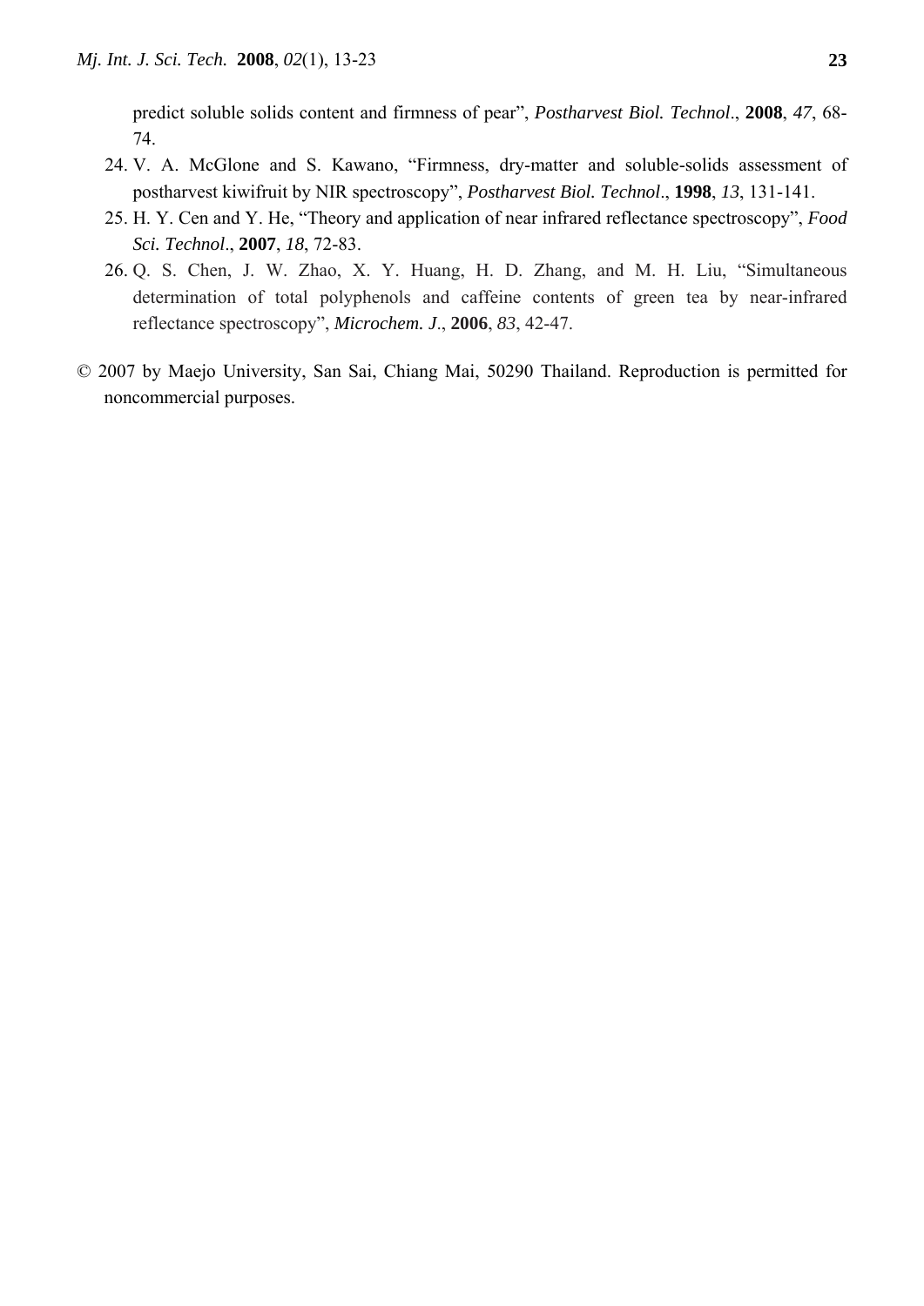predict soluble solids content and firmness of pear", *Postharvest Biol. Technol*., **2008**, *47*, 68-74.

24. V. A. McGlone and S. Kawano, "Firmness, dry-matter and soluble-solids assessment of postharvest kiwifruit by NIR spectroscopy", *Postharvest Biol. Technol*., **1998**, *13*, 131-141.
25. H. Y. Cen and Y. He, "Theory and application of near infrared reflectance spectroscopy", *Food Sci. Technol*., **2007**, *18*, 72-83.
26. Q. S. Chen, J. W. Zhao, X. Y. Huang, H. D. Zhang, and M. H. Liu, "Simultaneous determination of total polyphenols and caffeine contents of green tea by near-infrared reflectance spectroscopy", *Microchem. J*., **2006**, *83*, 42-47.

© 2007 by Maejo University, San Sai, Chiang Mai, 50290 Thailand. Reproduction is permitted for noncommercial purposes.